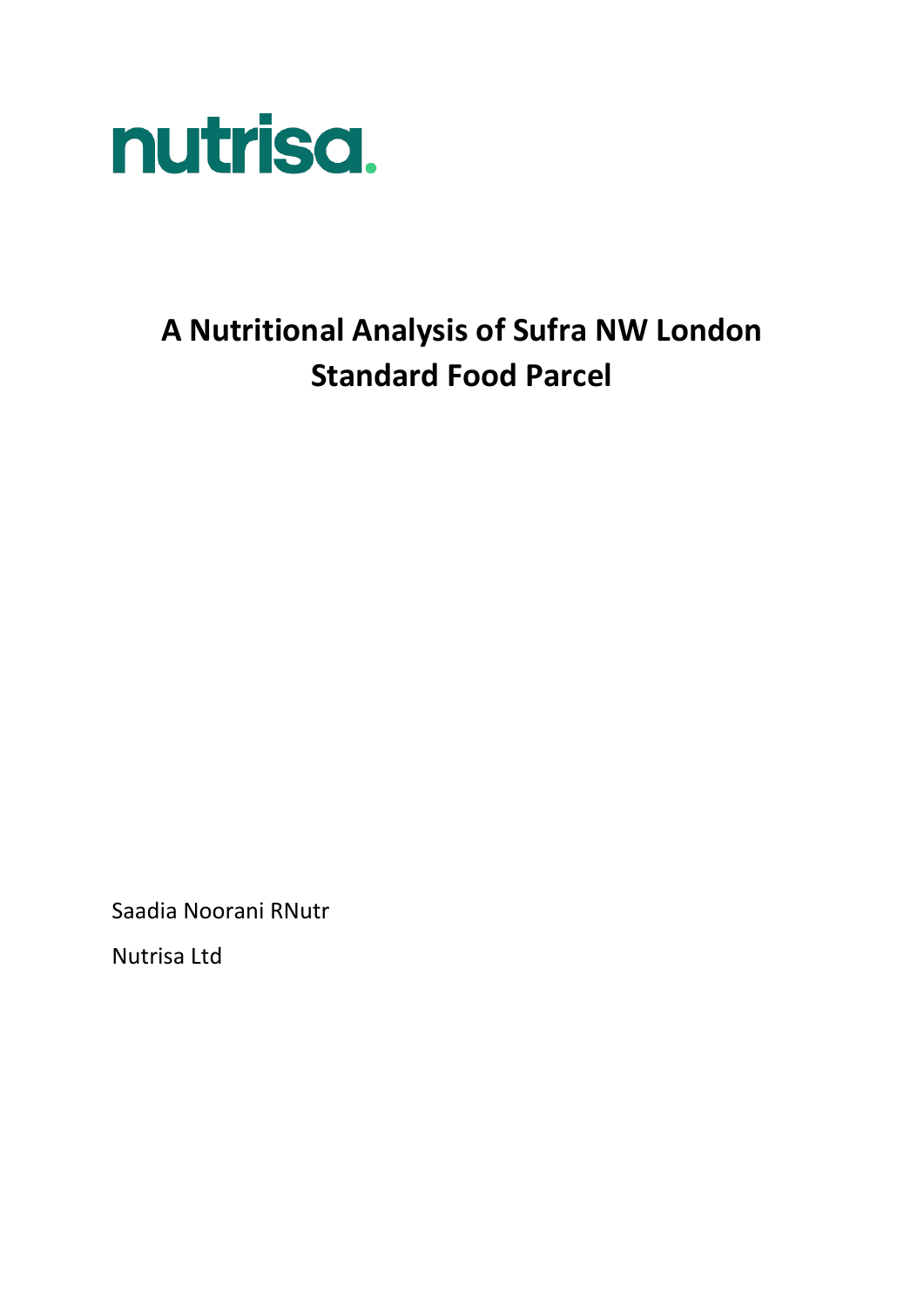nutrisa.

# A Nutritional Analysis of Sufra NW London Standard Food Parcel

Saadia Noorani RNutr

Nutrisa Ltd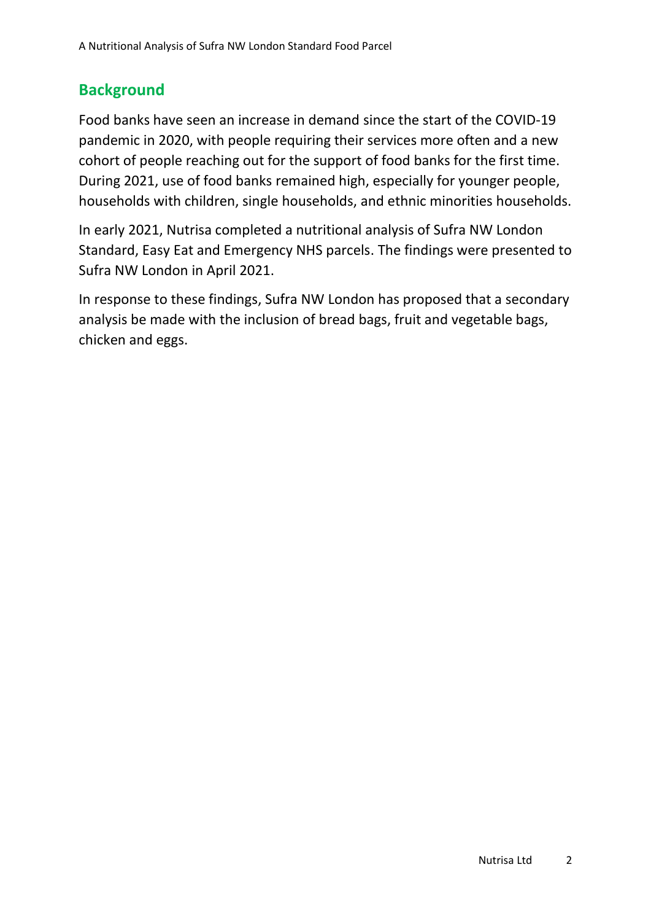## Background

Food banks have seen an increase in demand since the start of the COVID-19 pandemic in 2020, with people requiring their services more often and a new cohort of people reaching out for the support of food banks for the first time. During 2021, use of food banks remained high, especially for younger people, households with children, single households, and ethnic minorities households.

In early 2021, Nutrisa completed a nutritional analysis of Sufra NW London Standard, Easy Eat and Emergency NHS parcels. The findings were presented to Sufra NW London in April 2021.

In response to these findings, Sufra NW London has proposed that a secondary analysis be made with the inclusion of bread bags, fruit and vegetable bags, chicken and eggs.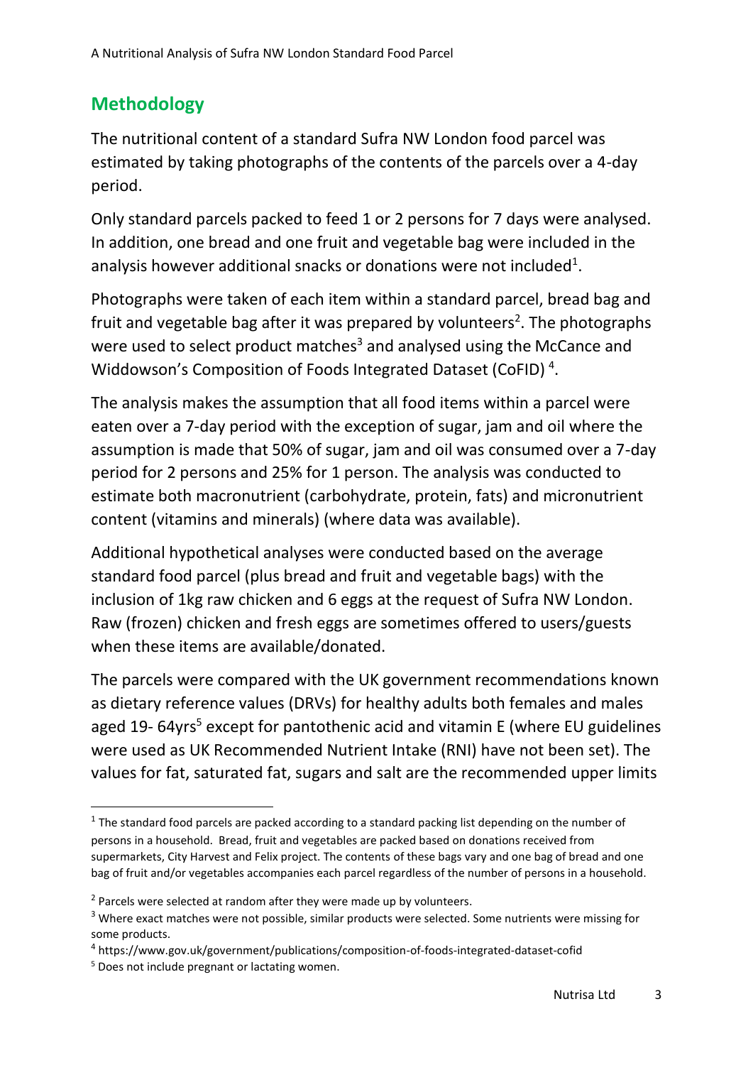## Methodology

The nutritional content of a standard Sufra NW London food parcel was estimated by taking photographs of the contents of the parcels over a 4-day period.

Only standard parcels packed to feed 1 or 2 persons for 7 days were analysed. In addition, one bread and one fruit and vegetable bag were included in the analysis however additional snacks or donations were not included[1].

Photographs were taken of each item within a standard parcel, bread bag and fruit and vegetable bag after it was prepared by volunteers[2]. The photographs were used to select product matches[3] and analysed using the McCance and Widdowson's Composition of Foods Integrated Dataset (CoFID) [4].

The analysis makes the assumption that all food items within a parcel were eaten over a 7-day period with the exception of sugar, jam and oil where the assumption is made that 50% of sugar, jam and oil was consumed over a 7-day period for 2 persons and 25% for 1 person. The analysis was conducted to estimate both macronutrient (carbohydrate, protein, fats) and micronutrient content (vitamins and minerals) (where data was available).

Additional hypothetical analyses were conducted based on the average standard food parcel (plus bread and fruit and vegetable bags) with the inclusion of 1kg raw chicken and 6 eggs at the request of Sufra NW London. Raw (frozen) chicken and fresh eggs are sometimes offered to users/guests when these items are available/donated.

The parcels were compared with the UK government recommendations known as dietary reference values (DRVs) for healthy adults both females and males aged 19- 64yrs[5] except for pantothenic acid and vitamin E (where EU guidelines were used as UK Recommended Nutrient Intake (RNI) have not been set). The values for fat, saturated fat, sugars and salt are the recommended upper limits

---

[1] The standard food parcels are packed according to a standard packing list depending on the number of persons in a household. Bread, fruit and vegetables are packed based on donations received from supermarkets, City Harvest and Felix project. The contents of these bags vary and one bag of bread and one bag of fruit and/or vegetables accompanies each parcel regardless of the number of persons in a household.

[2] Parcels were selected at random after they were made up by volunteers.

[3] Where exact matches were not possible, similar products were selected. Some nutrients were missing for some products.

[4] https://www.gov.uk/government/publications/composition-of-foods-integrated-dataset-cofid

[5] Does not include pregnant or lactating women.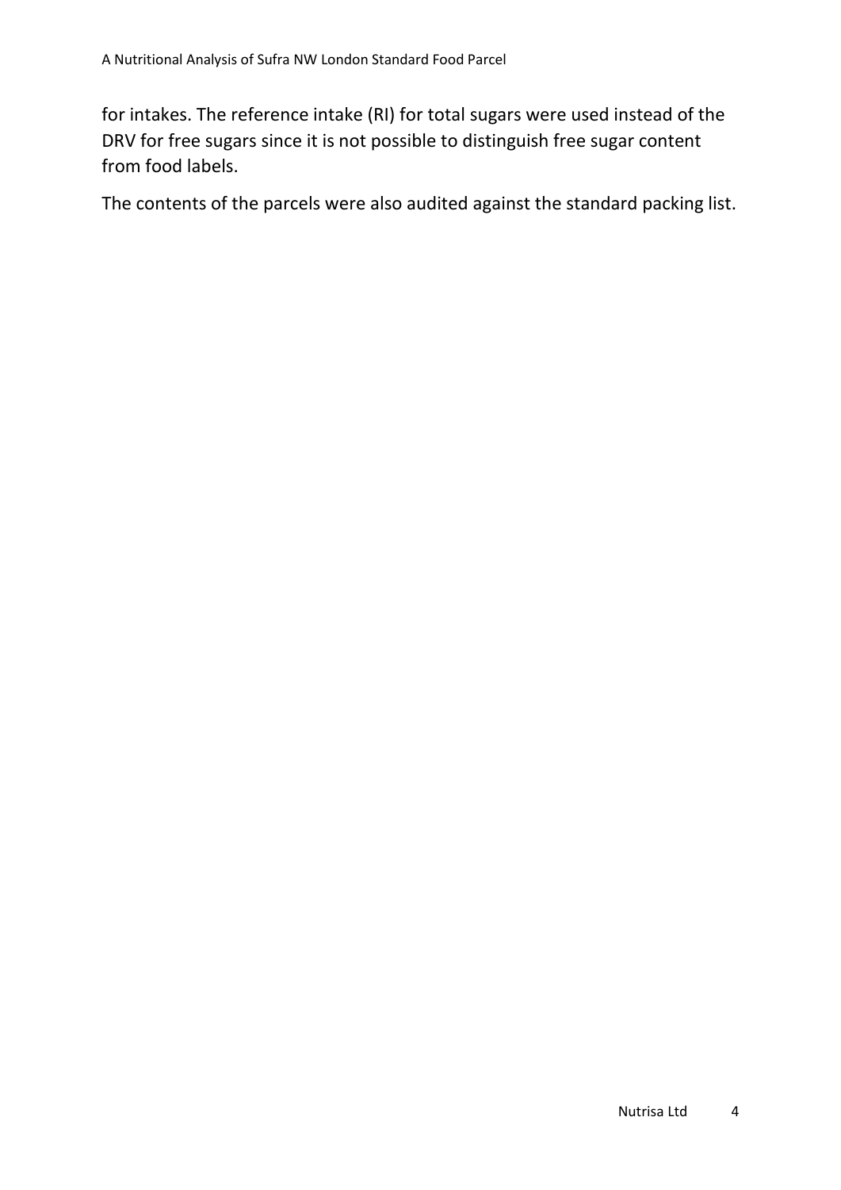for intakes. The reference intake (RI) for total sugars were used instead of the DRV for free sugars since it is not possible to distinguish free sugar content from food labels.

The contents of the parcels were also audited against the standard packing list.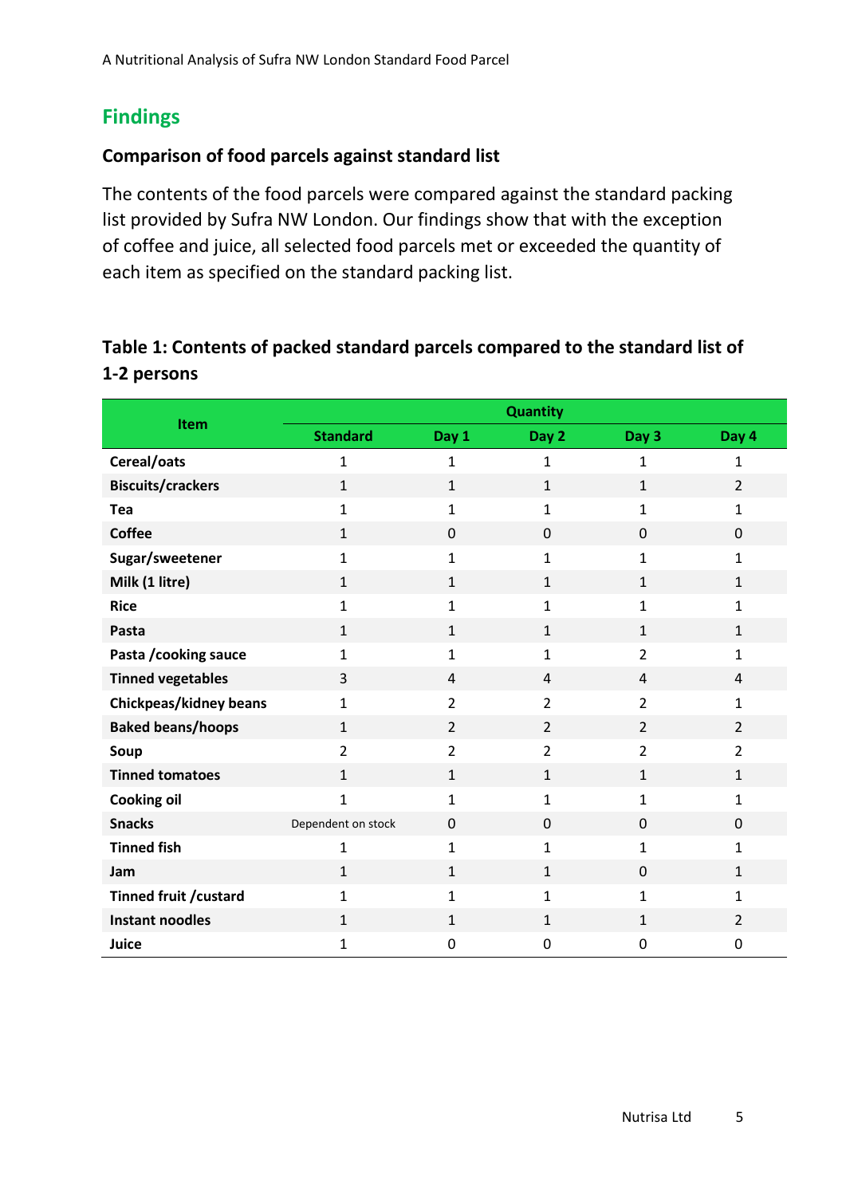## Findings

### Comparison of food parcels against standard list

The contents of the food parcels were compared against the standard packing list provided by Sufra NW London. Our findings show that with the exception of coffee and juice, all selected food parcels met or exceeded the quantity of each item as specified on the standard packing list.

**Table 1: Contents of packed standard parcels compared to the standard list of 1-2 persons**

| Item | Quantity | | | | |
|---|---|---|---|---|---|
| | Standard | Day 1 | Day 2 | Day 3 | Day 4 |
| Cereal/oats | 1 | 1 | 1 | 1 | 1 |
| Biscuits/crackers | 1 | 1 | 1 | 1 | 2 |
| Tea | 1 | 1 | 1 | 1 | 1 |
| Coffee | 1 | 0 | 0 | 0 | 0 |
| Sugar/sweetener | 1 | 1 | 1 | 1 | 1 |
| Milk (1 litre) | 1 | 1 | 1 | 1 | 1 |
| Rice | 1 | 1 | 1 | 1 | 1 |
| Pasta | 1 | 1 | 1 | 1 | 1 |
| Pasta /cooking sauce | 1 | 1 | 1 | 2 | 1 |
| Tinned vegetables | 3 | 4 | 4 | 4 | 4 |
| Chickpeas/kidney beans | 1 | 2 | 2 | 2 | 1 |
| Baked beans/hoops | 1 | 2 | 2 | 2 | 2 |
| Soup | 2 | 2 | 2 | 2 | 2 |
| Tinned tomatoes | 1 | 1 | 1 | 1 | 1 |
| Cooking oil | 1 | 1 | 1 | 1 | 1 |
| Snacks | Dependent on stock | 0 | 0 | 0 | 0 |
| Tinned fish | 1 | 1 | 1 | 1 | 1 |
| Jam | 1 | 1 | 1 | 0 | 1 |
| Tinned fruit /custard | 1 | 1 | 1 | 1 | 1 |
| Instant noodles | 1 | 1 | 1 | 1 | 2 |
| Juice | 1 | 0 | 0 | 0 | 0 |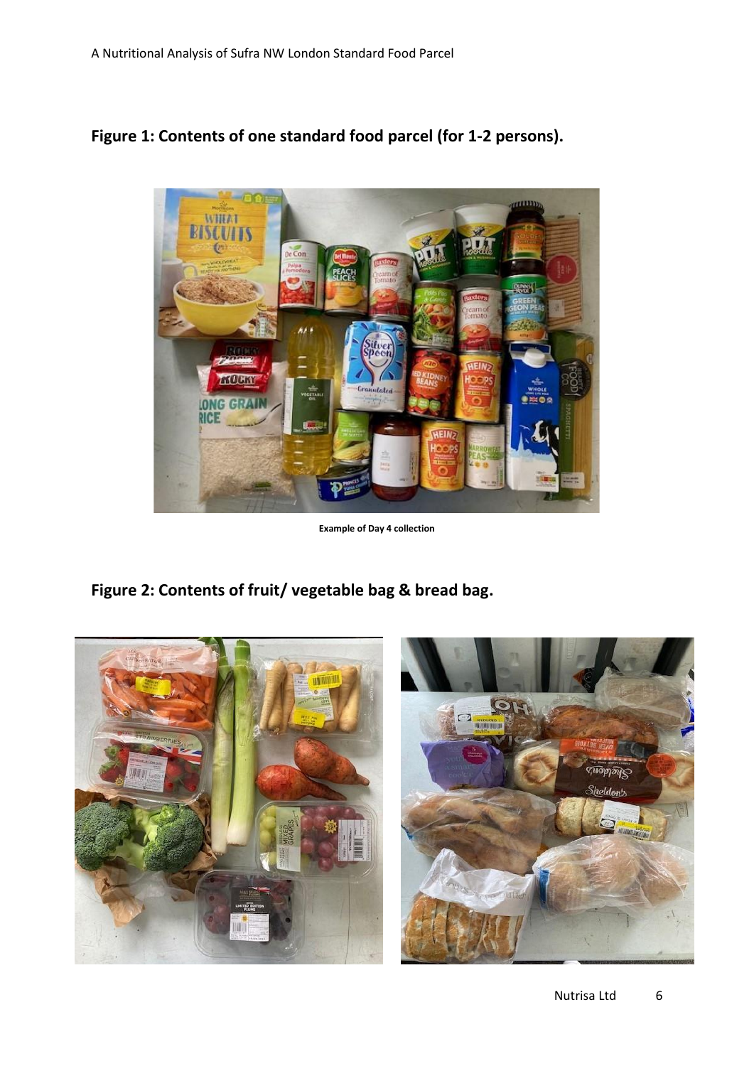## Figure 1: Contents of one standard food parcel (for 1-2 persons).

Example of Day 4 collection

## Figure 2: Contents of fruit/ vegetable bag & bread bag.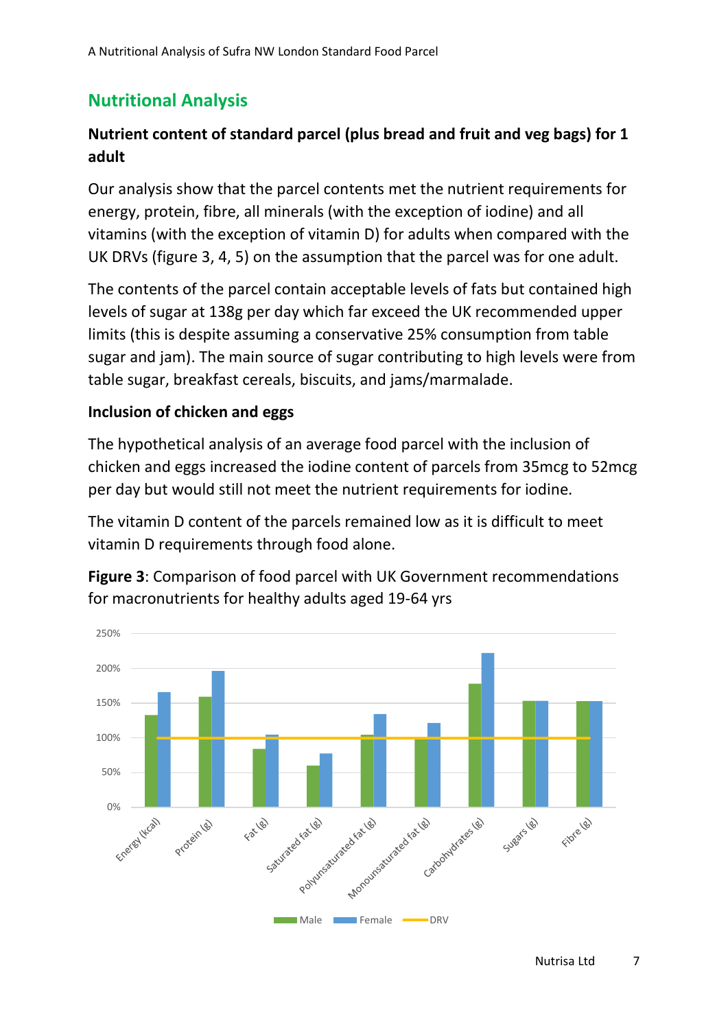## Nutritional Analysis

### Nutrient content of standard parcel (plus bread and fruit and veg bags) for 1 adult

Our analysis show that the parcel contents met the nutrient requirements for energy, protein, fibre, all minerals (with the exception of iodine) and all vitamins (with the exception of vitamin D) for adults when compared with the UK DRVs (figure 3, 4, 5) on the assumption that the parcel was for one adult.

The contents of the parcel contain acceptable levels of fats but contained high levels of sugar at 138g per day which far exceed the UK recommended upper limits (this is despite assuming a conservative 25% consumption from table sugar and jam). The main source of sugar contributing to high levels were from table sugar, breakfast cereals, biscuits, and jams/marmalade.

### Inclusion of chicken and eggs

The hypothetical analysis of an average food parcel with the inclusion of chicken and eggs increased the iodine content of parcels from 35mcg to 52mcg per day but would still not meet the nutrient requirements for iodine.

The vitamin D content of the parcels remained low as it is difficult to meet vitamin D requirements through food alone.

**Figure 3**: Comparison of food parcel with UK Government recommendations for macronutrients for healthy adults aged 19-64 yrs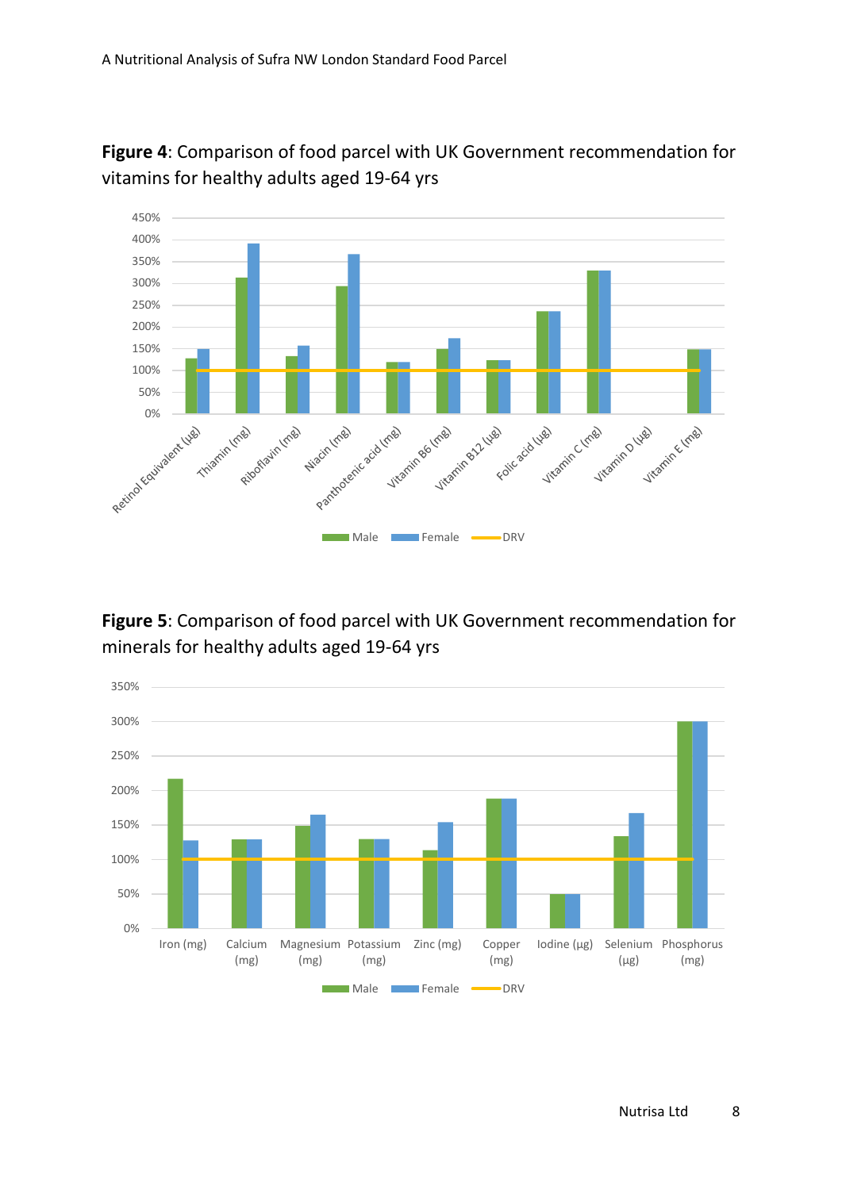**Figure 4**: Comparison of food parcel with UK Government recommendation for vitamins for healthy adults aged 19-64 yrs

**Figure 5**: Comparison of food parcel with UK Government recommendation for minerals for healthy adults aged 19-64 yrs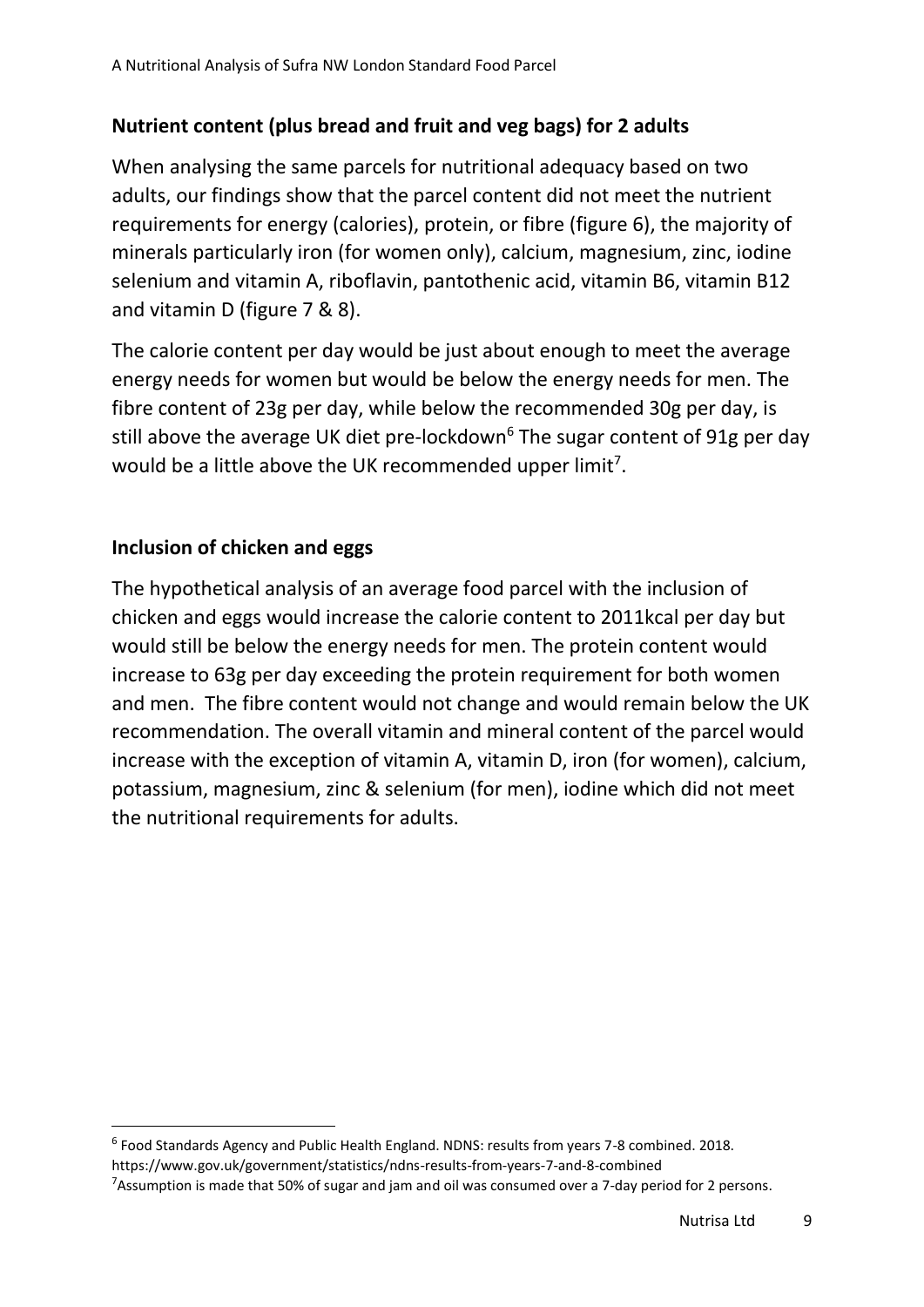### Nutrient content (plus bread and fruit and veg bags) for 2 adults

When analysing the same parcels for nutritional adequacy based on two adults, our findings show that the parcel content did not meet the nutrient requirements for energy (calories), protein, or fibre (figure 6), the majority of minerals particularly iron (for women only), calcium, magnesium, zinc, iodine selenium and vitamin A, riboflavin, pantothenic acid, vitamin B6, vitamin B12 and vitamin D (figure 7 & 8).

The calorie content per day would be just about enough to meet the average energy needs for women but would be below the energy needs for men. The fibre content of 23g per day, while below the recommended 30g per day, is still above the average UK diet pre-lockdown[6] The sugar content of 91g per day would be a little above the UK recommended upper limit[7].

### Inclusion of chicken and eggs

The hypothetical analysis of an average food parcel with the inclusion of chicken and eggs would increase the calorie content to 2011kcal per day but would still be below the energy needs for men. The protein content would increase to 63g per day exceeding the protein requirement for both women and men. The fibre content would not change and would remain below the UK recommendation. The overall vitamin and mineral content of the parcel would increase with the exception of vitamin A, vitamin D, iron (for women), calcium, potassium, magnesium, zinc & selenium (for men), iodine which did not meet the nutritional requirements for adults.

---

[6] Food Standards Agency and Public Health England. NDNS: results from years 7-8 combined. 2018. https://www.gov.uk/government/statistics/ndns-results-from-years-7-and-8-combined

[7] Assumption is made that 50% of sugar and jam and oil was consumed over a 7-day period for 2 persons.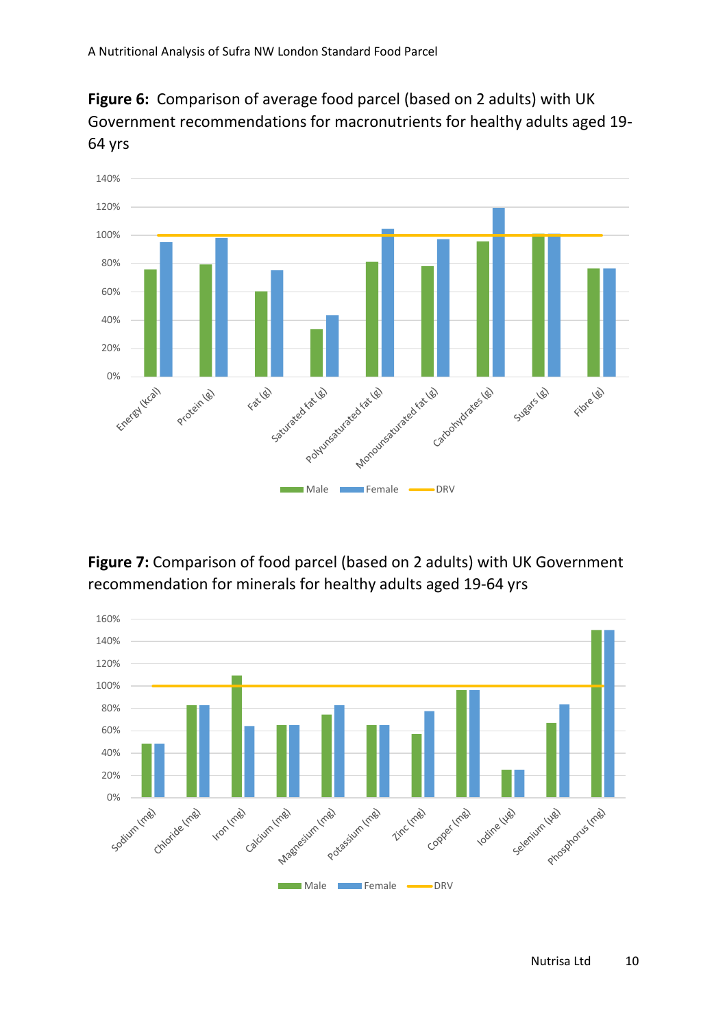**Figure 6:** Comparison of average food parcel (based on 2 adults) with UK Government recommendations for macronutrients for healthy adults aged 19-64 yrs

**Figure 7:** Comparison of food parcel (based on 2 adults) with UK Government recommendation for minerals for healthy adults aged 19-64 yrs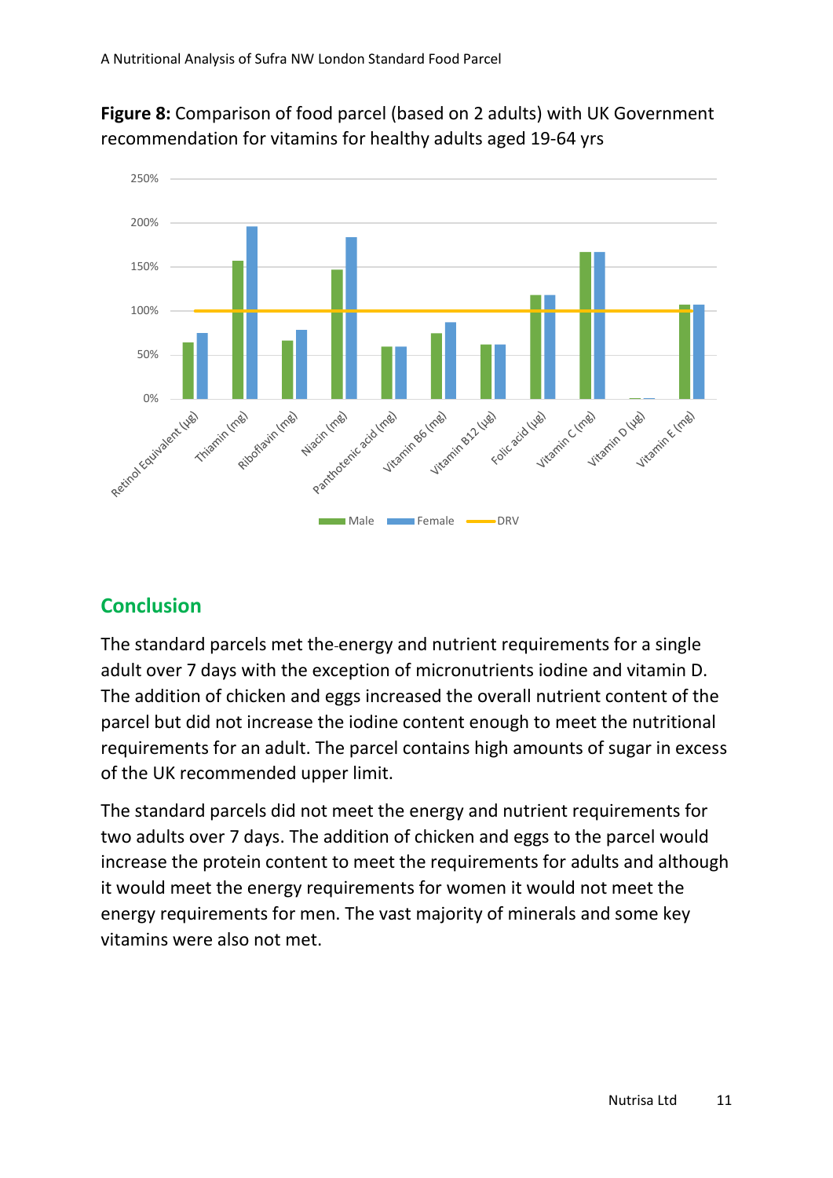**Figure 8:** Comparison of food parcel (based on 2 adults) with UK Government recommendation for vitamins for healthy adults aged 19-64 yrs

## Conclusion

The standard parcels met the energy and nutrient requirements for a single adult over 7 days with the exception of micronutrients iodine and vitamin D. The addition of chicken and eggs increased the overall nutrient content of the parcel but did not increase the iodine content enough to meet the nutritional requirements for an adult. The parcel contains high amounts of sugar in excess of the UK recommended upper limit.

The standard parcels did not meet the energy and nutrient requirements for two adults over 7 days. The addition of chicken and eggs to the parcel would increase the protein content to meet the requirements for adults and although it would meet the energy requirements for women it would not meet the energy requirements for men. The vast majority of minerals and some key vitamins were also not met.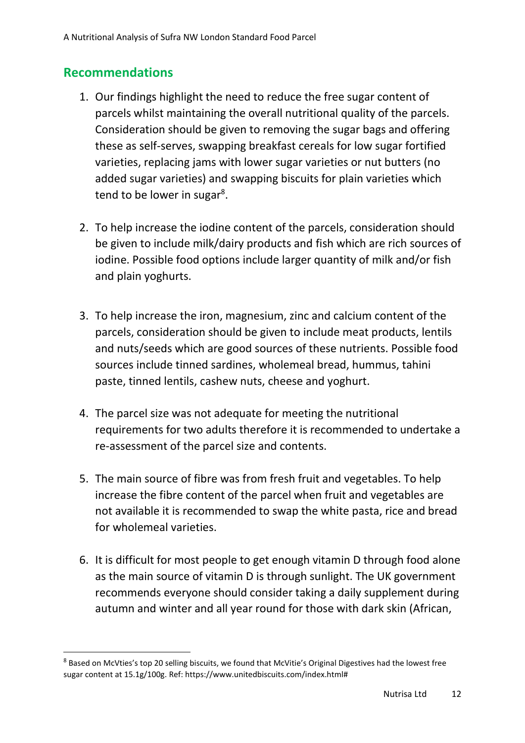## Recommendations

1. Our findings highlight the need to reduce the free sugar content of parcels whilst maintaining the overall nutritional quality of the parcels. Consideration should be given to removing the sugar bags and offering these as self-serves, swapping breakfast cereals for low sugar fortified varieties, replacing jams with lower sugar varieties or nut butters (no added sugar varieties) and swapping biscuits for plain varieties which tend to be lower in sugar[8].

2. To help increase the iodine content of the parcels, consideration should be given to include milk/dairy products and fish which are rich sources of iodine. Possible food options include larger quantity of milk and/or fish and plain yoghurts.

3. To help increase the iron, magnesium, zinc and calcium content of the parcels, consideration should be given to include meat products, lentils and nuts/seeds which are good sources of these nutrients. Possible food sources include tinned sardines, wholemeal bread, hummus, tahini paste, tinned lentils, cashew nuts, cheese and yoghurt.

4. The parcel size was not adequate for meeting the nutritional requirements for two adults therefore it is recommended to undertake a re-assessment of the parcel size and contents.

5. The main source of fibre was from fresh fruit and vegetables. To help increase the fibre content of the parcel when fruit and vegetables are not available it is recommended to swap the white pasta, rice and bread for wholemeal varieties.

6. It is difficult for most people to get enough vitamin D through food alone as the main source of vitamin D is through sunlight. The UK government recommends everyone should consider taking a daily supplement during autumn and winter and all year round for those with dark skin (African,

---

[8] Based on McVties's top 20 selling biscuits, we found that McVitie's Original Digestives had the lowest free sugar content at 15.1g/100g. Ref: https://www.unitedbiscuits.com/index.html#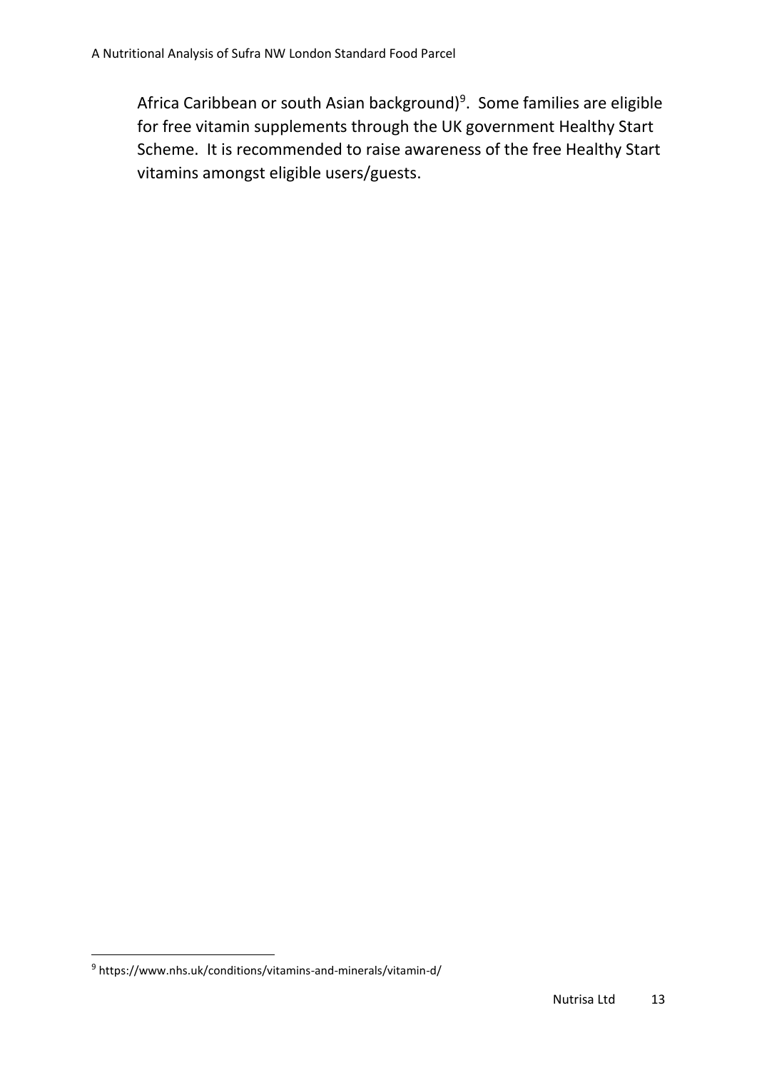Africa Caribbean or south Asian background)[9]. Some families are eligible for free vitamin supplements through the UK government Healthy Start Scheme. It is recommended to raise awareness of the free Healthy Start vitamins amongst eligible users/guests.

[9] https://www.nhs.uk/conditions/vitamins-and-minerals/vitamin-d/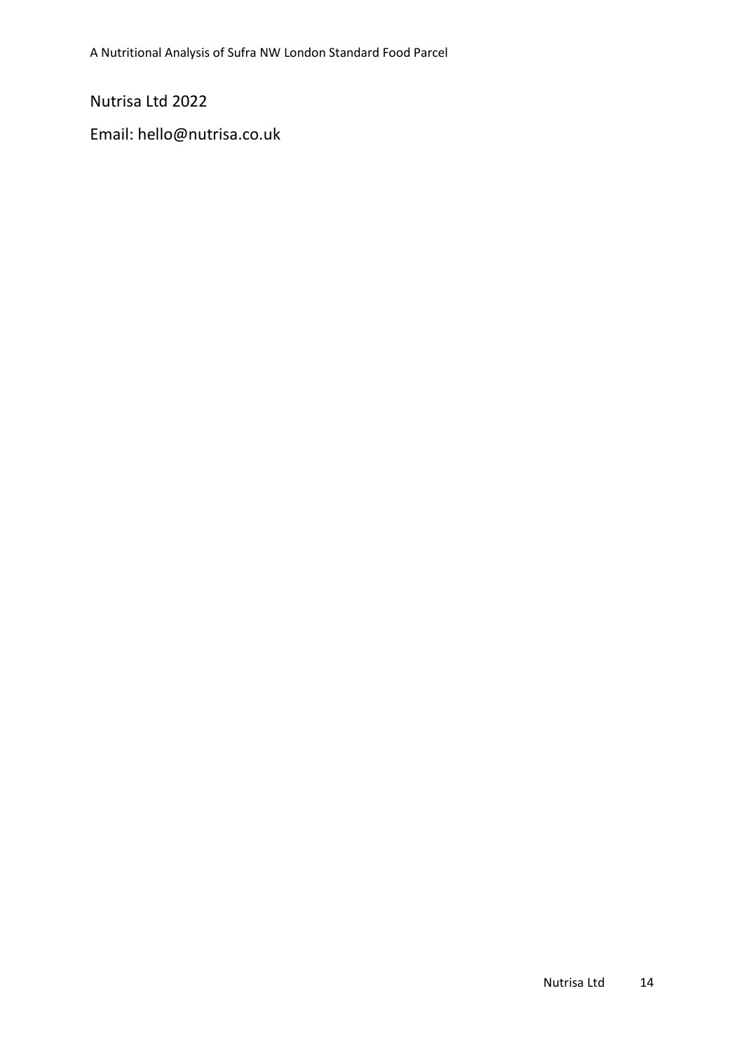Nutrisa Ltd 2022

Email: hello@nutrisa.co.uk